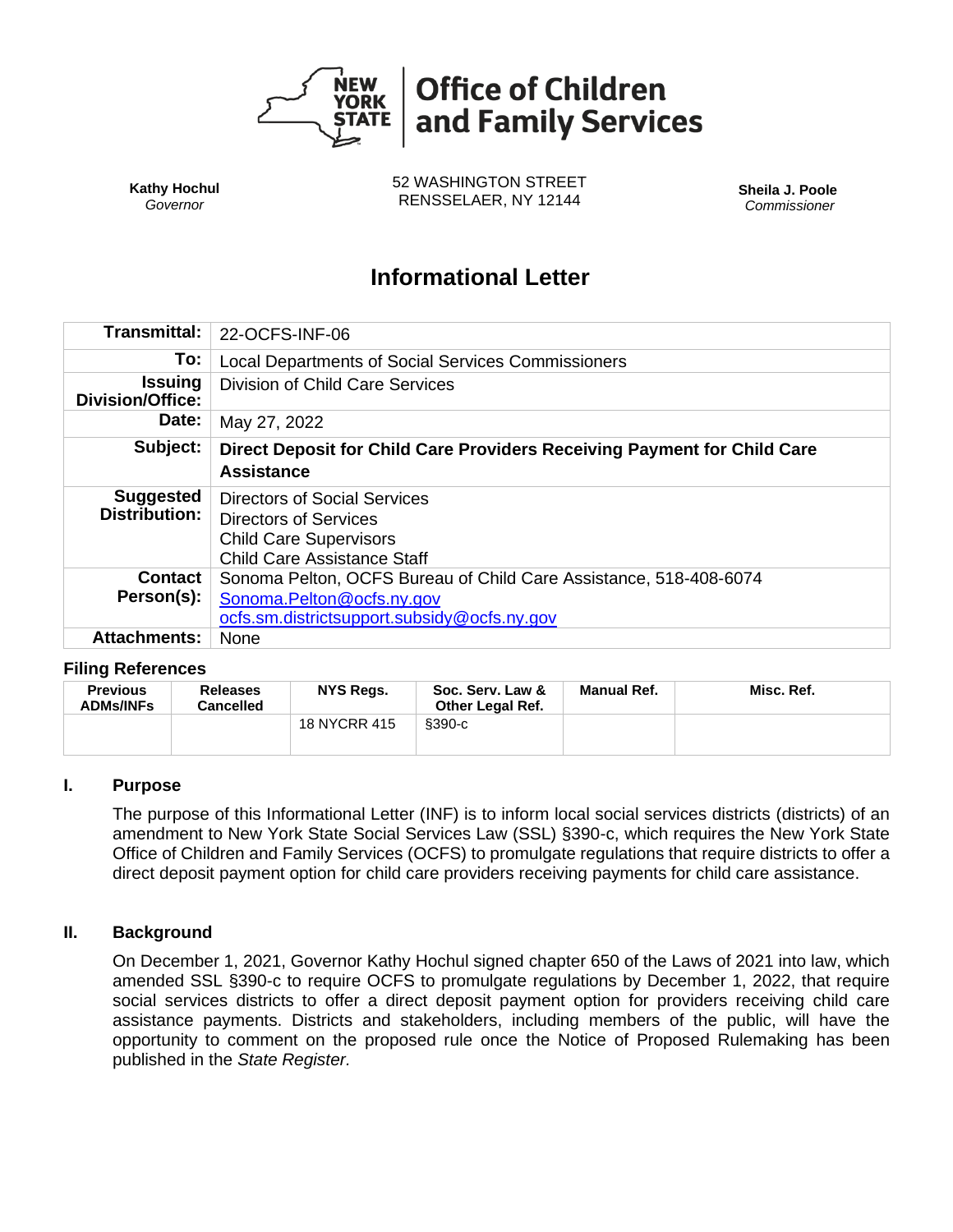**Office of Children and Family Services**

| **Kathy Hochul**<br>*Governor* | 52 WASHINGTON STREET<br>RENSSELAER, NY 12144 | **Sheila J. Poole**<br>*Commissioner* |
|---|---|---|

# Informational Letter

| | |
|---|---|
| **Transmittal:** | 22-OCFS-INF-06 |
| **To:** | Local Departments of Social Services Commissioners |
| **Issuing Division/Office:** | Division of Child Care Services |
| **Date:** | May 27, 2022 |
| **Subject:** | **Direct Deposit for Child Care Providers Receiving Payment for Child Care Assistance** |
| **Suggested Distribution:** | Directors of Social Services<br>Directors of Services<br>Child Care Supervisors<br>Child Care Assistance Staff |
| **Contact Person(s):** | Sonoma Pelton, OCFS Bureau of Child Care Assistance, 518-408-6074<br>Sonoma.Pelton@ocfs.ny.gov<br>ocfs.sm.districtsupport.subsidy@ocfs.ny.gov |
| **Attachments:** | None |

### Filing References

| Previous ADMs/INFs | Releases Cancelled | NYS Regs. | Soc. Serv. Law & Other Legal Ref. | Manual Ref. | Misc. Ref. |
|---|---|---|---|---|---|
| | | 18 NYCRR 415 | §390-c | | |

## I. Purpose

The purpose of this Informational Letter (INF) is to inform local social services districts (districts) of an amendment to New York State Social Services Law (SSL) §390-c, which requires the New York State Office of Children and Family Services (OCFS) to promulgate regulations that require districts to offer a direct deposit payment option for child care providers receiving payments for child care assistance.

## II. Background

On December 1, 2021, Governor Kathy Hochul signed chapter 650 of the Laws of 2021 into law, which amended SSL §390-c to require OCFS to promulgate regulations by December 1, 2022, that require social services districts to offer a direct deposit payment option for providers receiving child care assistance payments. Districts and stakeholders, including members of the public, will have the opportunity to comment on the proposed rule once the Notice of Proposed Rulemaking has been published in the *State Register.*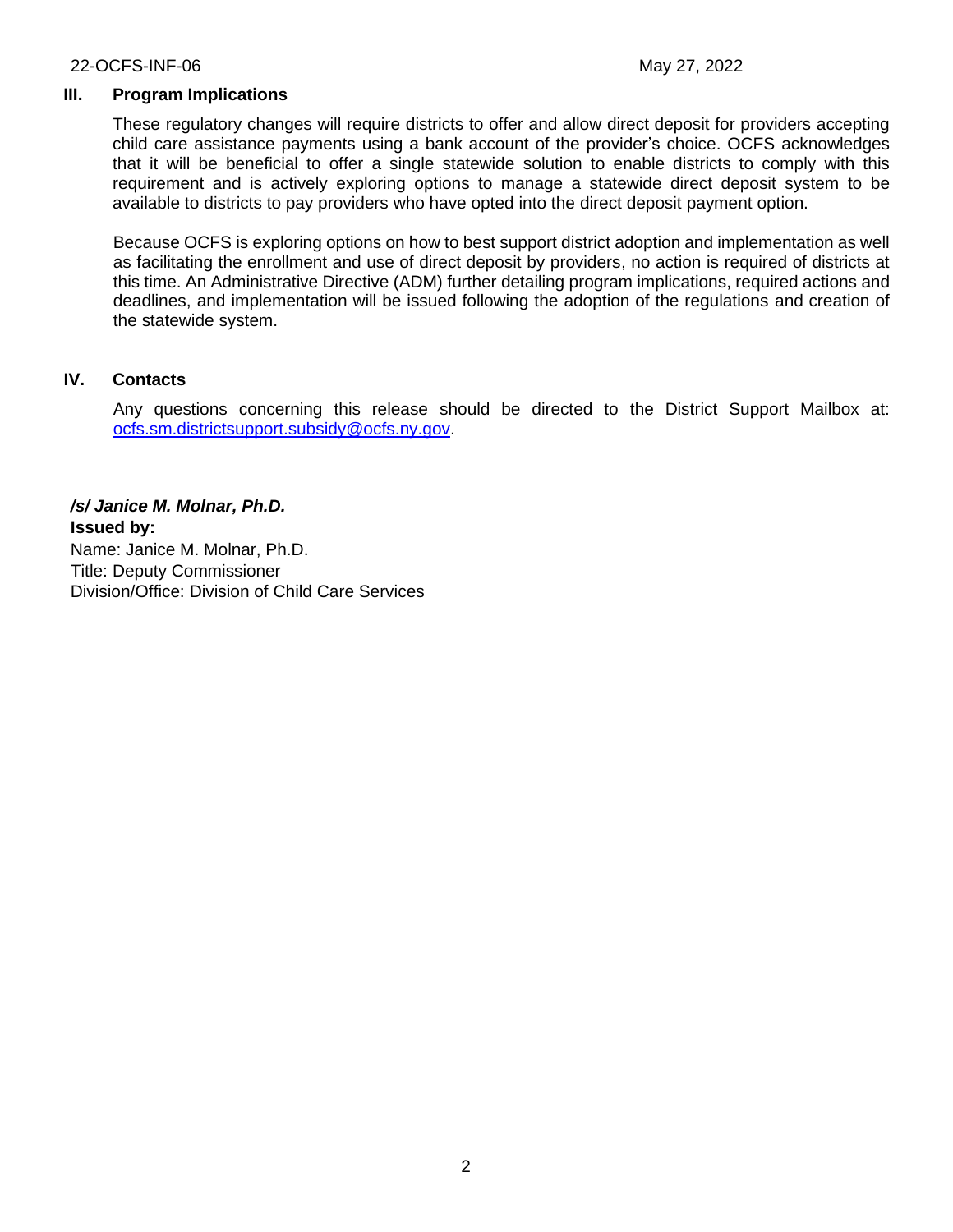## III. Program Implications

These regulatory changes will require districts to offer and allow direct deposit for providers accepting child care assistance payments using a bank account of the provider's choice. OCFS acknowledges that it will be beneficial to offer a single statewide solution to enable districts to comply with this requirement and is actively exploring options to manage a statewide direct deposit system to be available to districts to pay providers who have opted into the direct deposit payment option.

Because OCFS is exploring options on how to best support district adoption and implementation as well as facilitating the enrollment and use of direct deposit by providers, no action is required of districts at this time. An Administrative Directive (ADM) further detailing program implications, required actions and deadlines, and implementation will be issued following the adoption of the regulations and creation of the statewide system.

## IV. Contacts

Any questions concerning this release should be directed to the District Support Mailbox at: ocfs.sm.districtsupport.subsidy@ocfs.ny.gov.

***/s/ Janice M. Molnar, Ph.D.***

**Issued by:**
Name: Janice M. Molnar, Ph.D.
Title: Deputy Commissioner
Division/Office: Division of Child Care Services